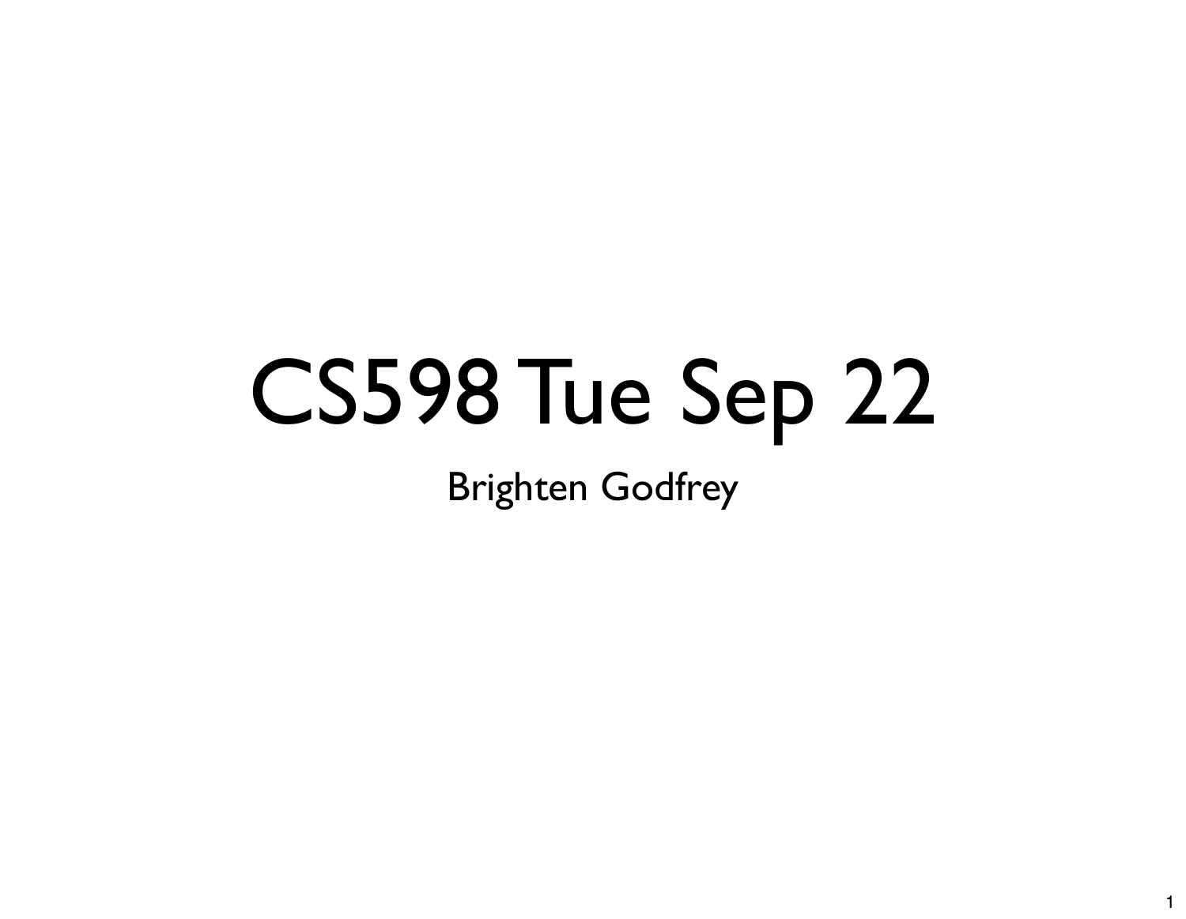# CS598 Tue Sep 22

Brighten Godfrey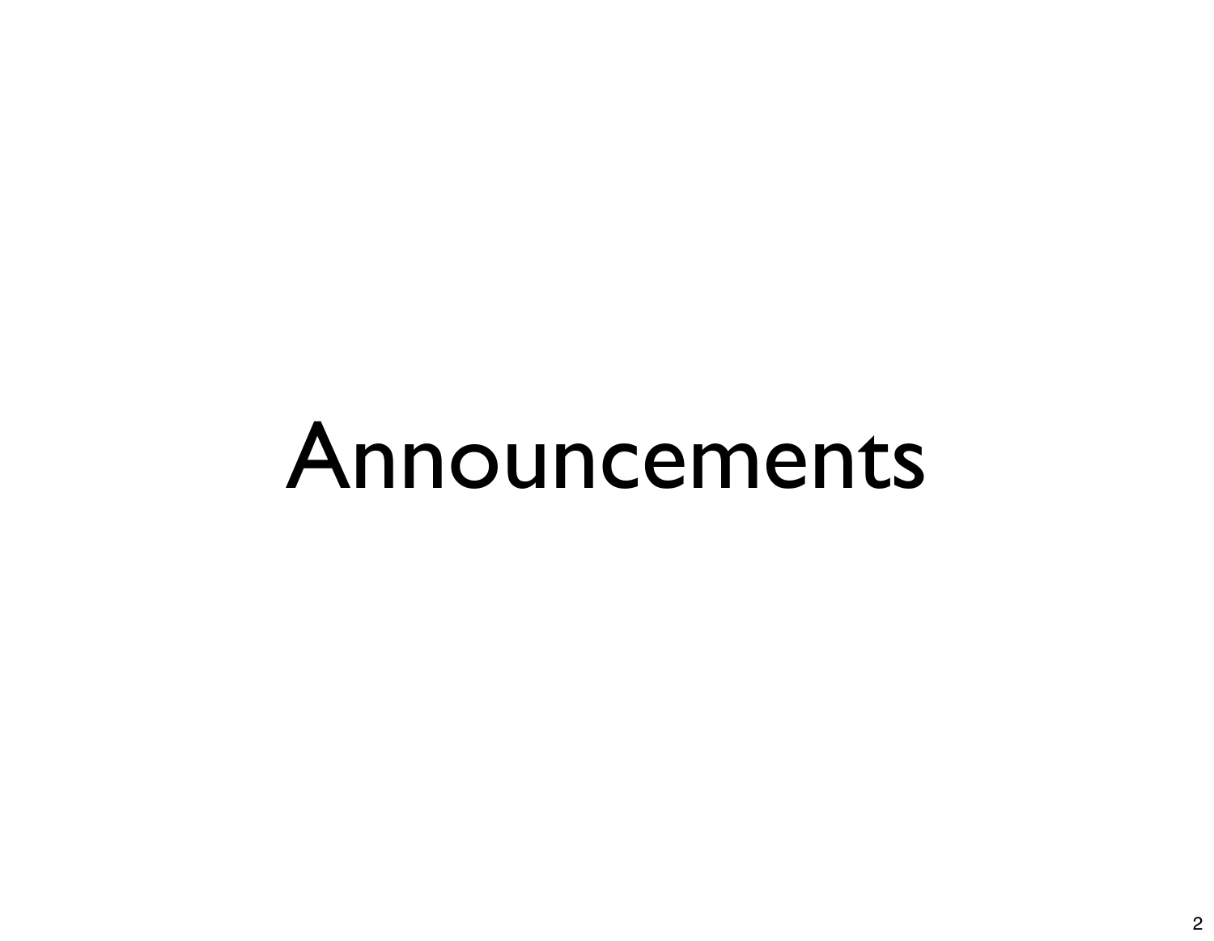# Announcements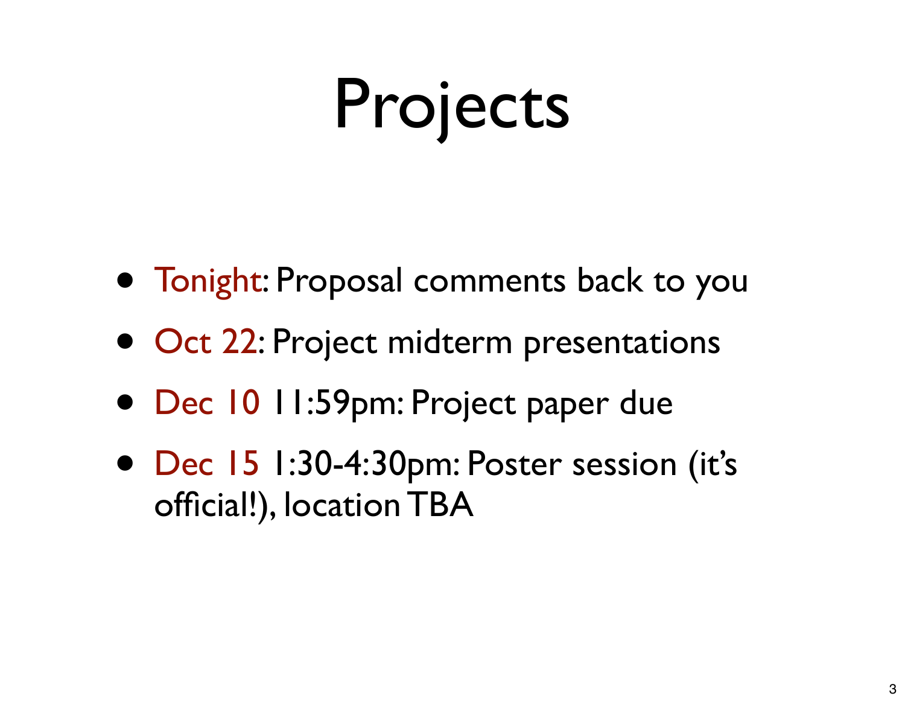# Projects

- Tonight: Proposal comments back to you
- Oct 22: Project midterm presentations
- Dec 10 11:59pm: Project paper due
- Dec 15 1:30-4:30pm: Poster session (it's official!), location TBA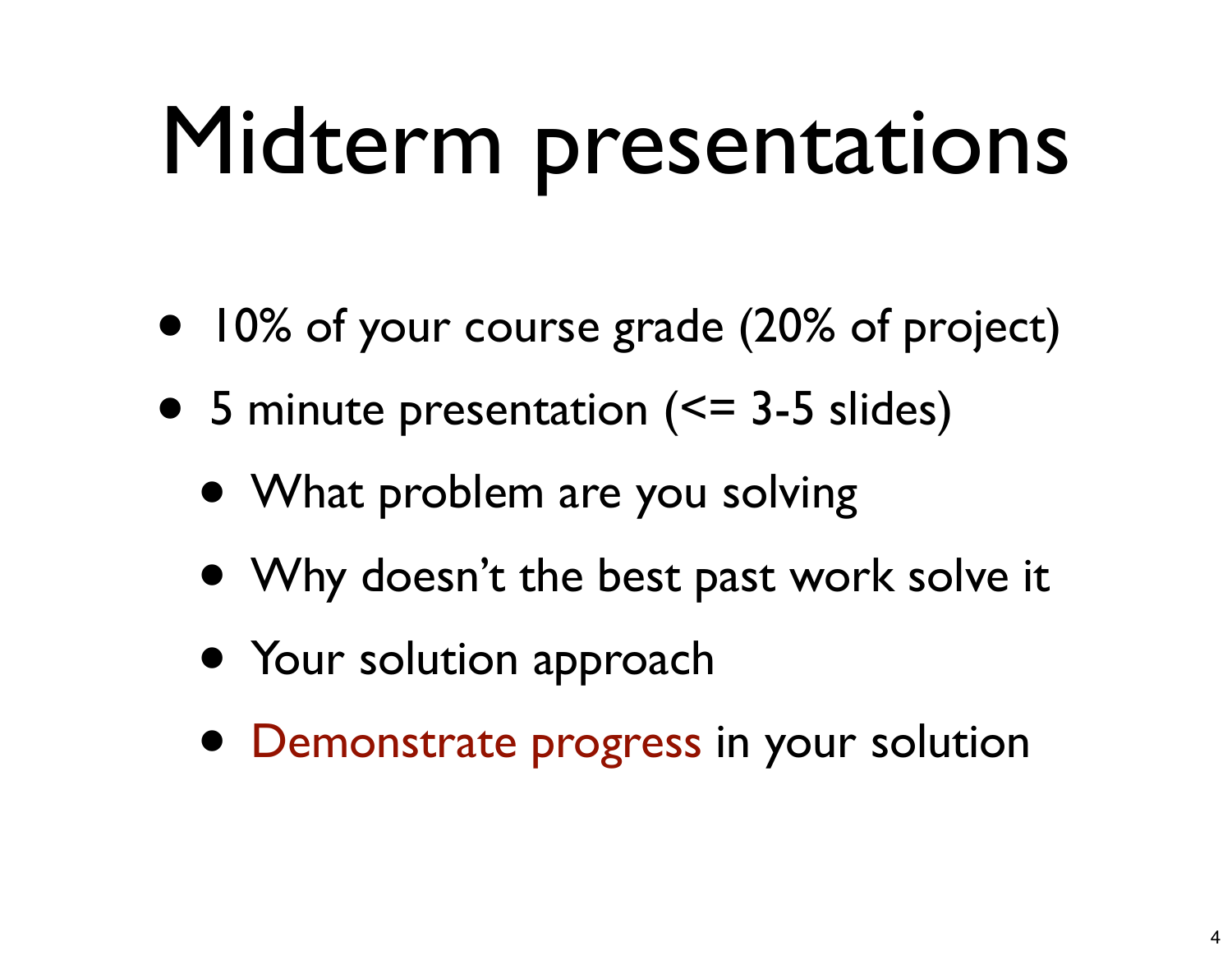# Midterm presentations

- 10% of your course grade (20% of project)
- 5 minute presentation (<= 3-5 slides)
  - What problem are you solving
  - Why doesn't the best past work solve it
  - Your solution approach
  - Demonstrate progress in your solution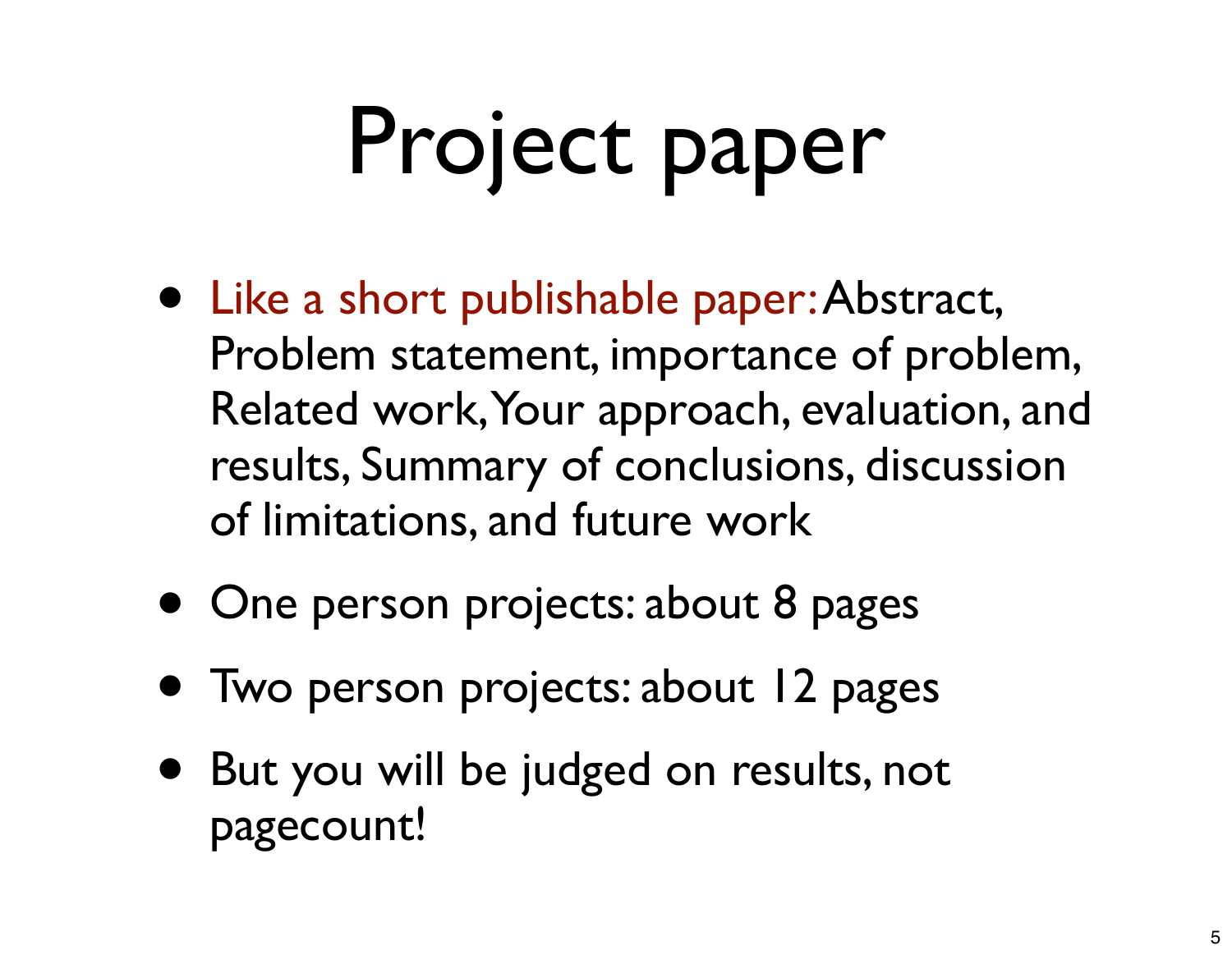# Project paper

- Like a short publishable paper: Abstract, Problem statement, importance of problem, Related work, Your approach, evaluation, and results, Summary of conclusions, discussion of limitations, and future work
- One person projects: about 8 pages
- Two person projects: about 12 pages
- But you will be judged on results, not pagecount!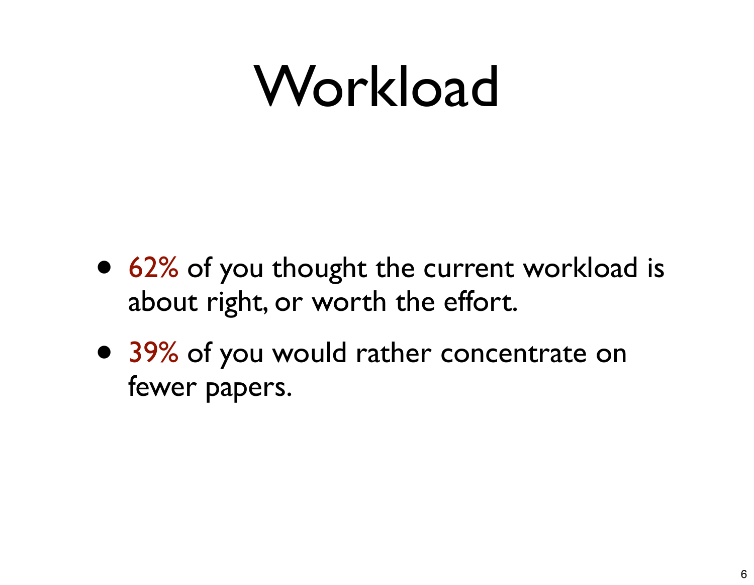# Workload

- 62% of you thought the current workload is about right, or worth the effort.
- 39% of you would rather concentrate on fewer papers.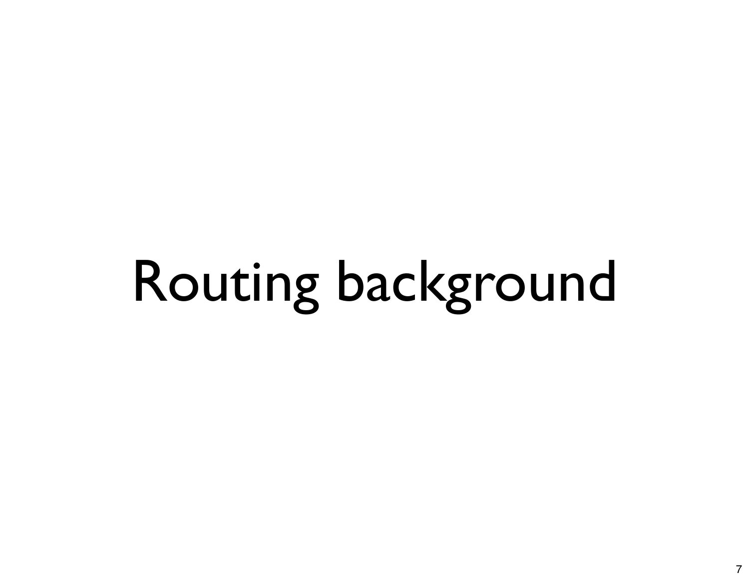# Routing background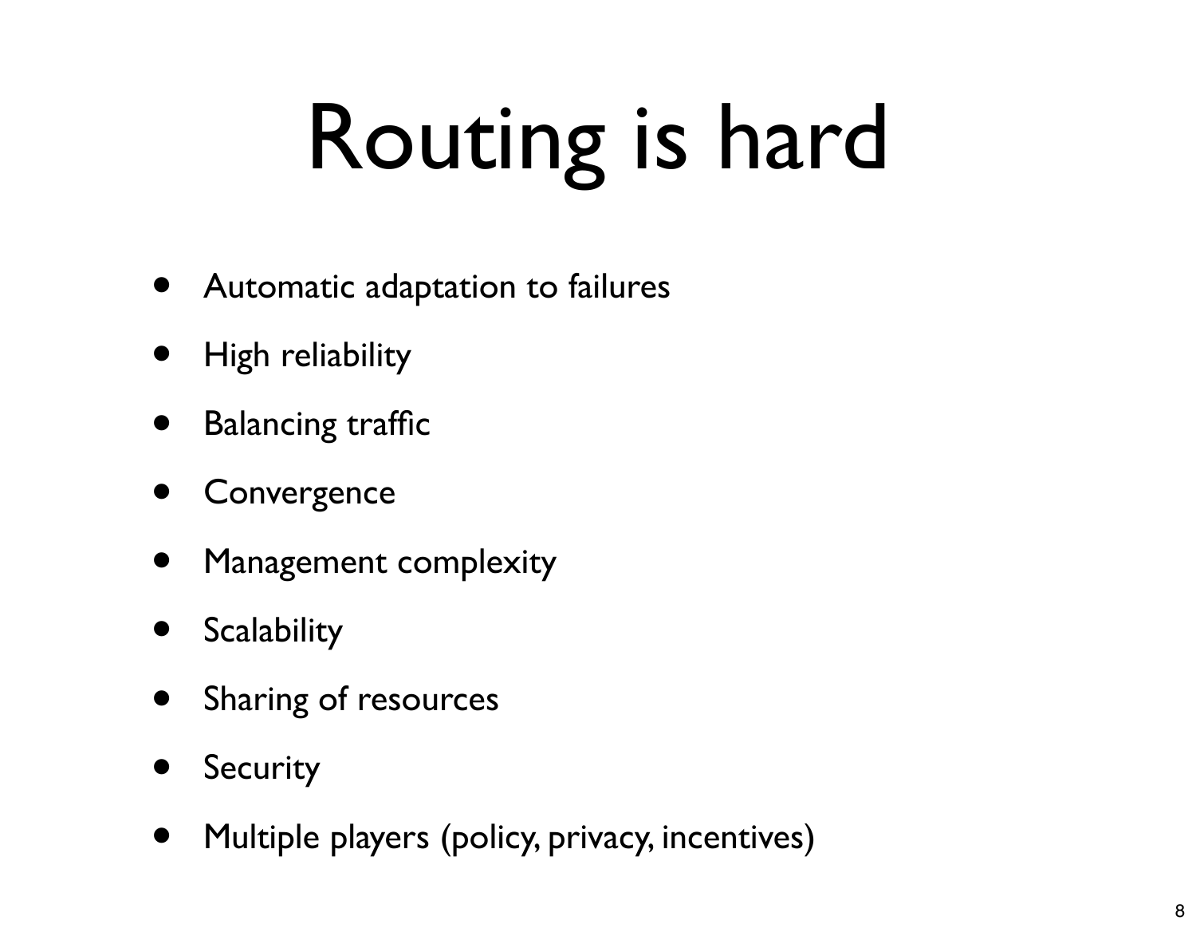# Routing is hard

- Automatic adaptation to failures
- High reliability
- Balancing traffic
- Convergence
- Management complexity
- Scalability
- Sharing of resources
- Security
- Multiple players (policy, privacy, incentives)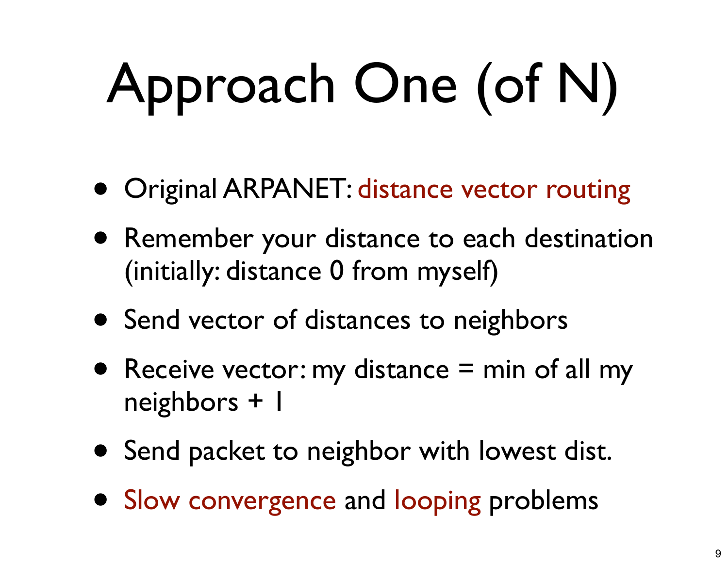# Approach One (of N)

- Original ARPANET: distance vector routing
- Remember your distance to each destination (initially: distance 0 from myself)
- Send vector of distances to neighbors
- Receive vector: my distance = min of all my neighbors + 1
- Send packet to neighbor with lowest dist.
- Slow convergence and looping problems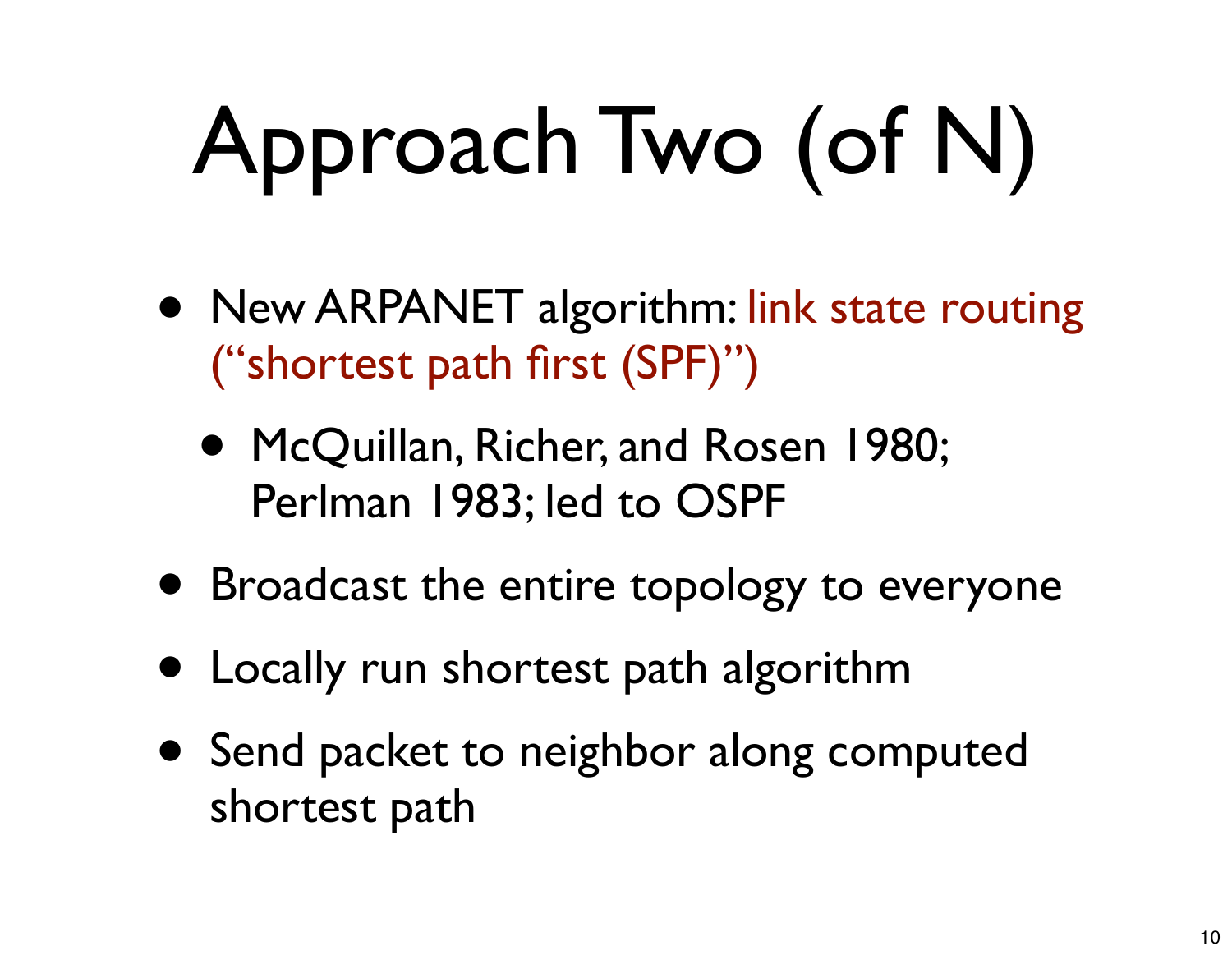# Approach Two (of N)

- New ARPANET algorithm: link state routing ("shortest path first (SPF)")
  - McQuillan, Richer, and Rosen 1980; Perlman 1983; led to OSPF
- Broadcast the entire topology to everyone
- Locally run shortest path algorithm
- Send packet to neighbor along computed shortest path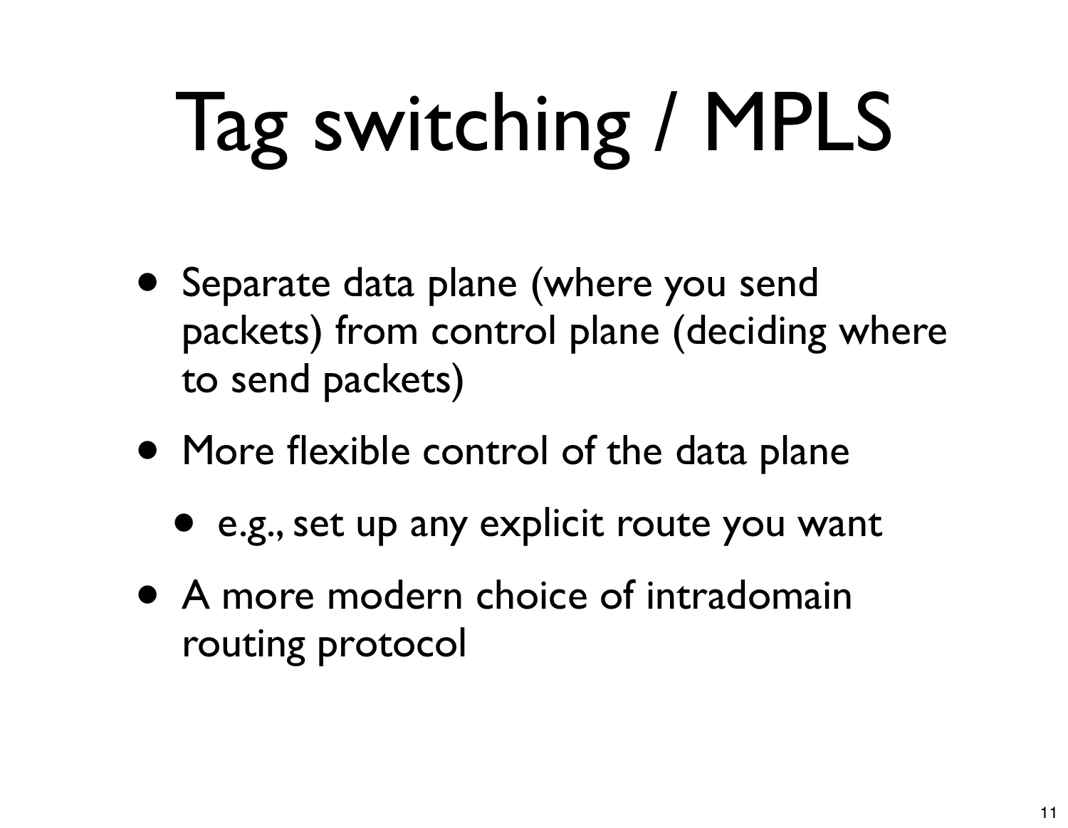# Tag switching / MPLS

- Separate data plane (where you send packets) from control plane (deciding where to send packets)
- More flexible control of the data plane
  - e.g., set up any explicit route you want
- A more modern choice of intradomain routing protocol